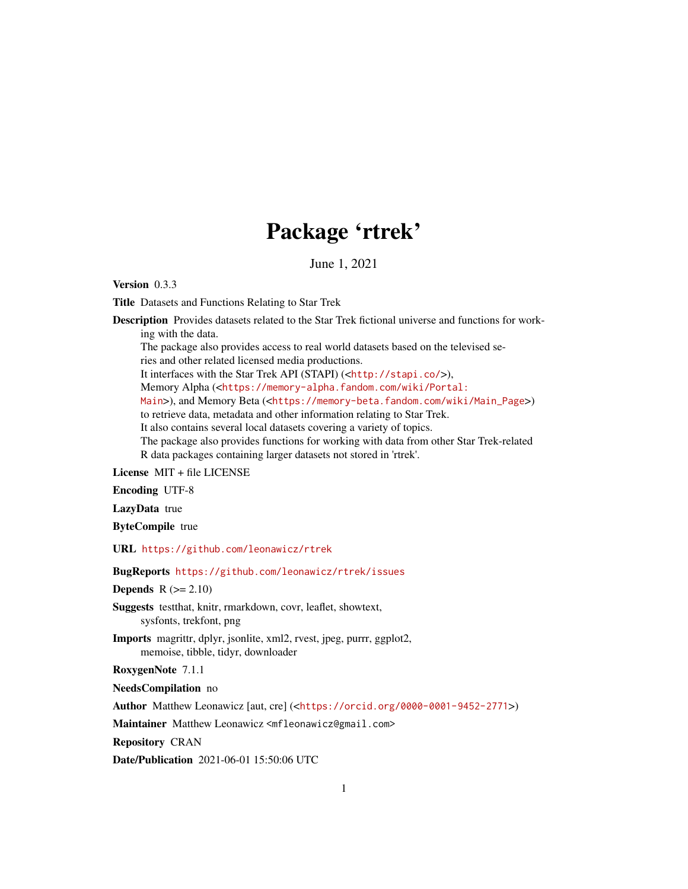# Package 'rtrek'

June 1, 2021

**Version** 0.3.3

**Title** Datasets and Functions Relating to Star Trek

**Description** Provides datasets related to the Star Trek fictional universe and functions for working with the data.
The package also provides access to real world datasets based on the televised series and other related licensed media productions.
It interfaces with the Star Trek API (STAPI) (<http://stapi.co/>),
Memory Alpha (<https://memory-alpha.fandom.com/wiki/Portal:Main>), and Memory Beta (<https://memory-beta.fandom.com/wiki/Main_Page>)
to retrieve data, metadata and other information relating to Star Trek.
It also contains several local datasets covering a variety of topics.
The package also provides functions for working with data from other Star Trek-related
R data packages containing larger datasets not stored in 'rtrek'.

**License** MIT + file LICENSE

**Encoding** UTF-8

**LazyData** true

**ByteCompile** true

**URL** https://github.com/leonawicz/rtrek

**BugReports** https://github.com/leonawicz/rtrek/issues

**Depends** R (>= 2.10)

**Suggests** testthat, knitr, rmarkdown, covr, leaflet, showtext,
sysfonts, trekfont, png

**Imports** magrittr, dplyr, jsonlite, xml2, rvest, jpeg, purrr, ggplot2,
memoise, tibble, tidyr, downloader

**RoxygenNote** 7.1.1

**NeedsCompilation** no

**Author** Matthew Leonawicz [aut, cre] (<https://orcid.org/0000-0001-9452-2771>)

**Maintainer** Matthew Leonawicz <mfleonawicz@gmail.com>

**Repository** CRAN

**Date/Publication** 2021-06-01 15:50:06 UTC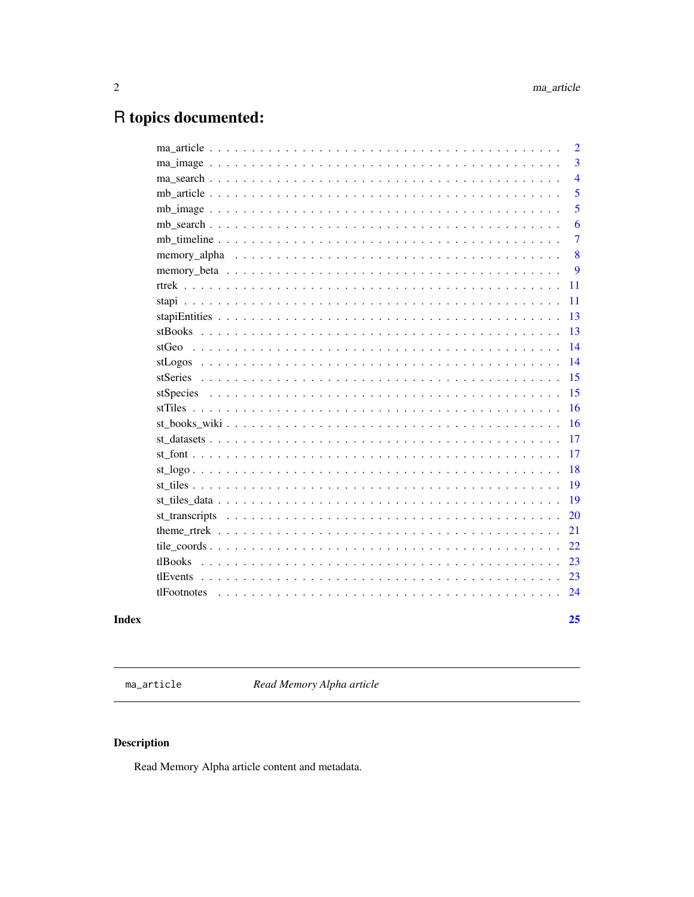# R topics documented:

- ma_article . . . . . . . . . . . . . . . . . . . . . . . . . . . . . . . . . . . . . . . 2
- ma_image . . . . . . . . . . . . . . . . . . . . . . . . . . . . . . . . . . . . . . . 3
- ma_search . . . . . . . . . . . . . . . . . . . . . . . . . . . . . . . . . . . . . . . 4
- mb_article . . . . . . . . . . . . . . . . . . . . . . . . . . . . . . . . . . . . . . . 5
- mb_image . . . . . . . . . . . . . . . . . . . . . . . . . . . . . . . . . . . . . . . 5
- mb_search . . . . . . . . . . . . . . . . . . . . . . . . . . . . . . . . . . . . . . . 6
- mb_timeline . . . . . . . . . . . . . . . . . . . . . . . . . . . . . . . . . . . . . . 7
- memory_alpha . . . . . . . . . . . . . . . . . . . . . . . . . . . . . . . . . . . . . 8
- memory_beta . . . . . . . . . . . . . . . . . . . . . . . . . . . . . . . . . . . . . 9
- rtrek . . . . . . . . . . . . . . . . . . . . . . . . . . . . . . . . . . . . . . . . . 11
- stapi . . . . . . . . . . . . . . . . . . . . . . . . . . . . . . . . . . . . . . . . . 11
- stapiEntities . . . . . . . . . . . . . . . . . . . . . . . . . . . . . . . . . . . . . 13
- stBooks . . . . . . . . . . . . . . . . . . . . . . . . . . . . . . . . . . . . . . . . 13
- stGeo . . . . . . . . . . . . . . . . . . . . . . . . . . . . . . . . . . . . . . . . . 14
- stLogos . . . . . . . . . . . . . . . . . . . . . . . . . . . . . . . . . . . . . . . . 14
- stSeries . . . . . . . . . . . . . . . . . . . . . . . . . . . . . . . . . . . . . . . . 15
- stSpecies . . . . . . . . . . . . . . . . . . . . . . . . . . . . . . . . . . . . . . . 15
- stTiles . . . . . . . . . . . . . . . . . . . . . . . . . . . . . . . . . . . . . . . . 16
- st_books_wiki . . . . . . . . . . . . . . . . . . . . . . . . . . . . . . . . . . . . . 16
- st_datasets . . . . . . . . . . . . . . . . . . . . . . . . . . . . . . . . . . . . . . 17
- st_font . . . . . . . . . . . . . . . . . . . . . . . . . . . . . . . . . . . . . . . . 17
- st_logo . . . . . . . . . . . . . . . . . . . . . . . . . . . . . . . . . . . . . . . . 18
- st_tiles . . . . . . . . . . . . . . . . . . . . . . . . . . . . . . . . . . . . . . . . 19
- st_tiles_data . . . . . . . . . . . . . . . . . . . . . . . . . . . . . . . . . . . . . 19
- st_transcripts . . . . . . . . . . . . . . . . . . . . . . . . . . . . . . . . . . . . . 20
- theme_rtrek . . . . . . . . . . . . . . . . . . . . . . . . . . . . . . . . . . . . . . 21
- tile_coords . . . . . . . . . . . . . . . . . . . . . . . . . . . . . . . . . . . . . . 22
- tlBooks . . . . . . . . . . . . . . . . . . . . . . . . . . . . . . . . . . . . . . . . 23
- tlEvents . . . . . . . . . . . . . . . . . . . . . . . . . . . . . . . . . . . . . . . . 23
- tlFootnotes . . . . . . . . . . . . . . . . . . . . . . . . . . . . . . . . . . . . . . 24

**Index** **25**

---

`ma_article` *Read Memory Alpha article*

---

## Description

Read Memory Alpha article content and metadata.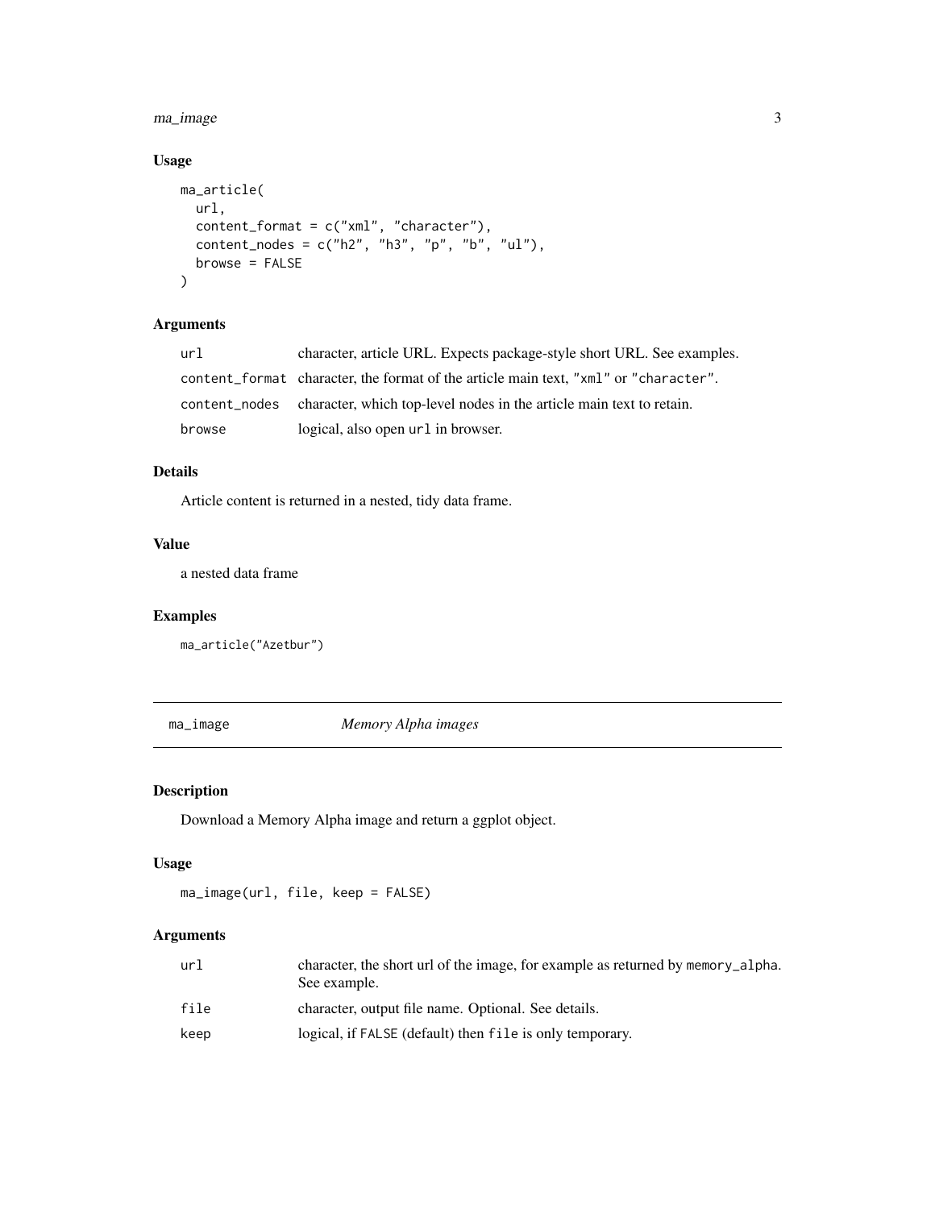## Usage

```
ma_article(
  url,
  content_format = c("xml", "character"),
  content_nodes = c("h2", "h3", "p", "b", "ul"),
  browse = FALSE
)
```

## Arguments

| | |
|---|---|
| `url` | character, article URL. Expects package-style short URL. See examples. |
| `content_format` | character, the format of the article main text, `"xml"` or `"character"`. |
| `content_nodes` | character, which top-level nodes in the article main text to retain. |
| `browse` | logical, also open `url` in browser. |

## Details

Article content is returned in a nested, tidy data frame.

## Value

a nested data frame

## Examples

```
ma_article("Azetbur")
```

---

# ma_image *Memory Alpha images*

## Description

Download a Memory Alpha image and return a ggplot object.

## Usage

```
ma_image(url, file, keep = FALSE)
```

## Arguments

| | |
|---|---|
| `url` | character, the short url of the image, for example as returned by `memory_alpha`. See example. |
| `file` | character, output file name. Optional. See details. |
| `keep` | logical, if `FALSE` (default) then `file` is only temporary. |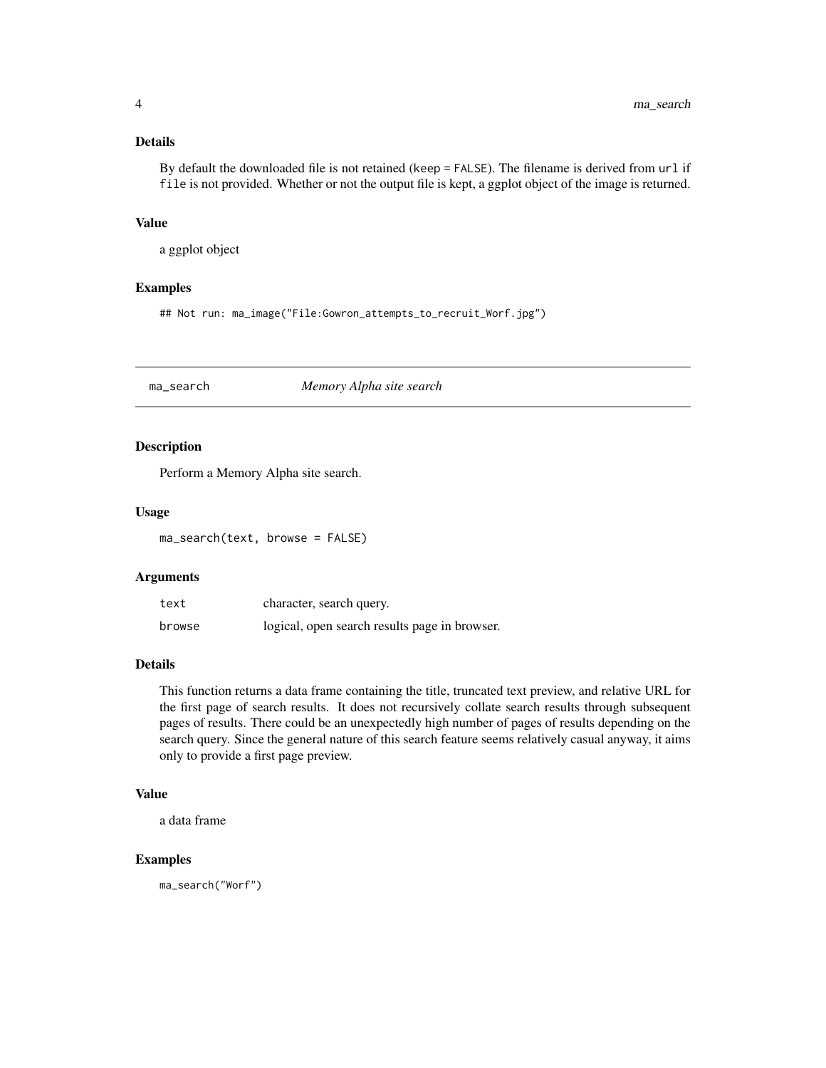### Details

By default the downloaded file is not retained (`keep = FALSE`). The filename is derived from `url` if `file` is not provided. Whether or not the output file is kept, a ggplot object of the image is returned.

### Value

a ggplot object

### Examples

```
## Not run: ma_image("File:Gowron_attempts_to_recruit_Worf.jpg")
```

---

## ma_search *Memory Alpha site search*

### Description

Perform a Memory Alpha site search.

### Usage

```
ma_search(text, browse = FALSE)
```

### Arguments

| | |
|---|---|
| `text` | character, search query. |
| `browse` | logical, open search results page in browser. |

### Details

This function returns a data frame containing the title, truncated text preview, and relative URL for the first page of search results. It does not recursively collate search results through subsequent pages of results. There could be an unexpectedly high number of pages of results depending on the search query. Since the general nature of this search feature seems relatively casual anyway, it aims only to provide a first page preview.

### Value

a data frame

### Examples

```
ma_search("Worf")
```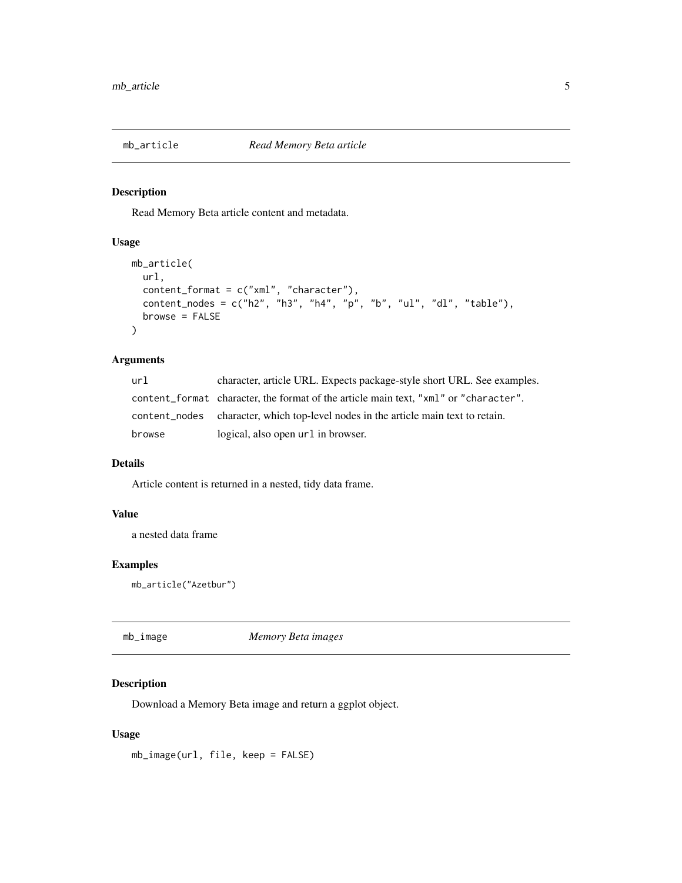## mb_article *Read Memory Beta article*

### Description

Read Memory Beta article content and metadata.

### Usage

```
mb_article(
  url,
  content_format = c("xml", "character"),
  content_nodes = c("h2", "h3", "h4", "p", "b", "ul", "dl", "table"),
  browse = FALSE
)
```

### Arguments

| | |
|---|---|
| `url` | character, article URL. Expects package-style short URL. See examples. |
| `content_format` | character, the format of the article main text, `"xml"` or `"character"`. |
| `content_nodes` | character, which top-level nodes in the article main text to retain. |
| `browse` | logical, also open `url` in browser. |

### Details

Article content is returned in a nested, tidy data frame.

### Value

a nested data frame

### Examples

```
mb_article("Azetbur")
```

## mb_image *Memory Beta images*

### Description

Download a Memory Beta image and return a ggplot object.

### Usage

```
mb_image(url, file, keep = FALSE)
```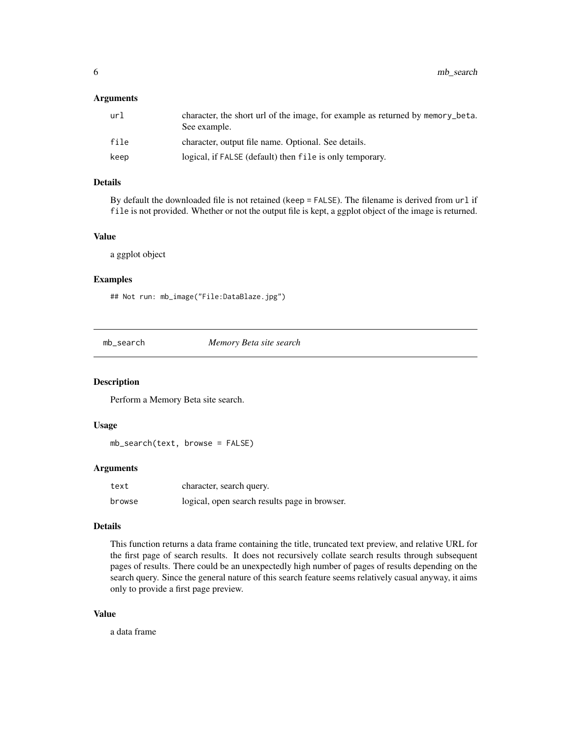### Arguments

| | |
|---|---|
| `url` | character, the short url of the image, for example as returned by `memory_beta`. See example. |
| `file` | character, output file name. Optional. See details. |
| `keep` | logical, if `FALSE` (default) then `file` is only temporary. |

### Details

By default the downloaded file is not retained (`keep = FALSE`). The filename is derived from `url` if `file` is not provided. Whether or not the output file is kept, a ggplot object of the image is returned.

### Value

a ggplot object

### Examples

```
## Not run: mb_image("File:DataBlaze.jpg")
```

---

## `mb_search` — *Memory Beta site search*

---

### Description

Perform a Memory Beta site search.

### Usage

```
mb_search(text, browse = FALSE)
```

### Arguments

| | |
|---|---|
| `text` | character, search query. |
| `browse` | logical, open search results page in browser. |

### Details

This function returns a data frame containing the title, truncated text preview, and relative URL for the first page of search results. It does not recursively collate search results through subsequent pages of results. There could be an unexpectedly high number of pages of results depending on the search query. Since the general nature of this search feature seems relatively casual anyway, it aims only to provide a first page preview.

### Value

a data frame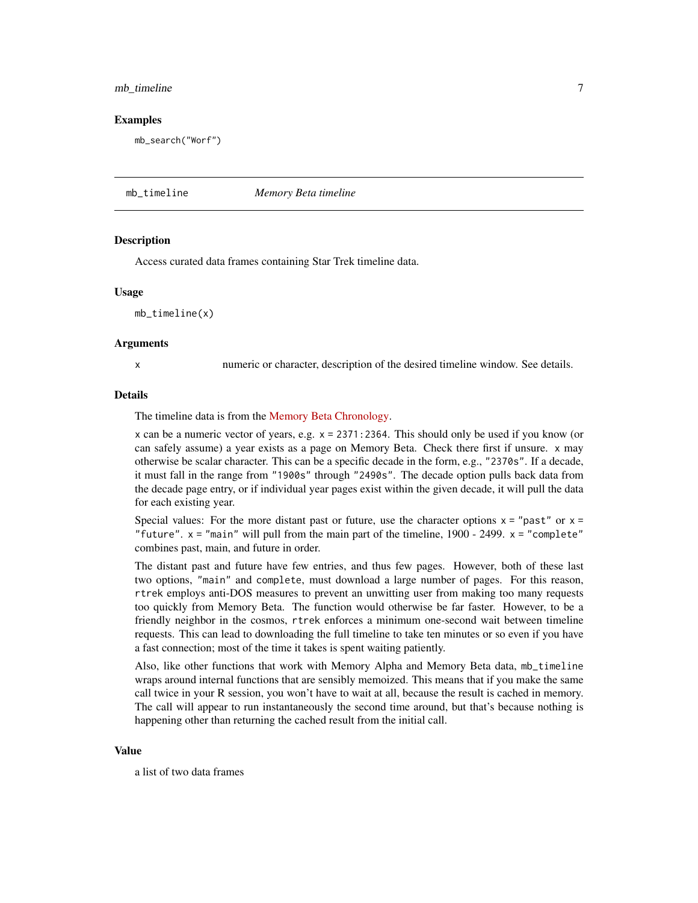### Examples

```
mb_search("Worf")
```

---

## mb_timeline    *Memory Beta timeline*

---

### Description

Access curated data frames containing Star Trek timeline data.

### Usage

```
mb_timeline(x)
```

### Arguments

| | |
|---|---|
| x | numeric or character, description of the desired timeline window. See details. |

### Details

The timeline data is from the Memory Beta Chronology.

`x` can be a numeric vector of years, e.g. `x = 2371:2364`. This should only be used if you know (or can safely assume) a year exists as a page on Memory Beta. Check there first if unsure. `x` may otherwise be scalar character. This can be a specific decade in the form, e.g., `"2370s"`. If a decade, it must fall in the range from `"1900s"` through `"2490s"`. The decade option pulls back data from the decade page entry, or if individual year pages exist within the given decade, it will pull the data for each existing year.

Special values: For the more distant past or future, use the character options `x = "past"` or `x = "future"`. `x = "main"` will pull from the main part of the timeline, 1900 - 2499. `x = "complete"` combines past, main, and future in order.

The distant past and future have few entries, and thus few pages. However, both of these last two options, `"main"` and `complete`, must download a large number of pages. For this reason, `rtrek` employs anti-DOS measures to prevent an unwitting user from making too many requests too quickly from Memory Beta. The function would otherwise be far faster. However, to be a friendly neighbor in the cosmos, `rtrek` enforces a minimum one-second wait between timeline requests. This can lead to downloading the full timeline to take ten minutes or so even if you have a fast connection; most of the time it takes is spent waiting patiently.

Also, like other functions that work with Memory Alpha and Memory Beta data, `mb_timeline` wraps around internal functions that are sensibly memoized. This means that if you make the same call twice in your R session, you won't have to wait at all, because the result is cached in memory. The call will appear to run instantaneously the second time around, but that's because nothing is happening other than returning the cached result from the initial call.

### Value

a list of two data frames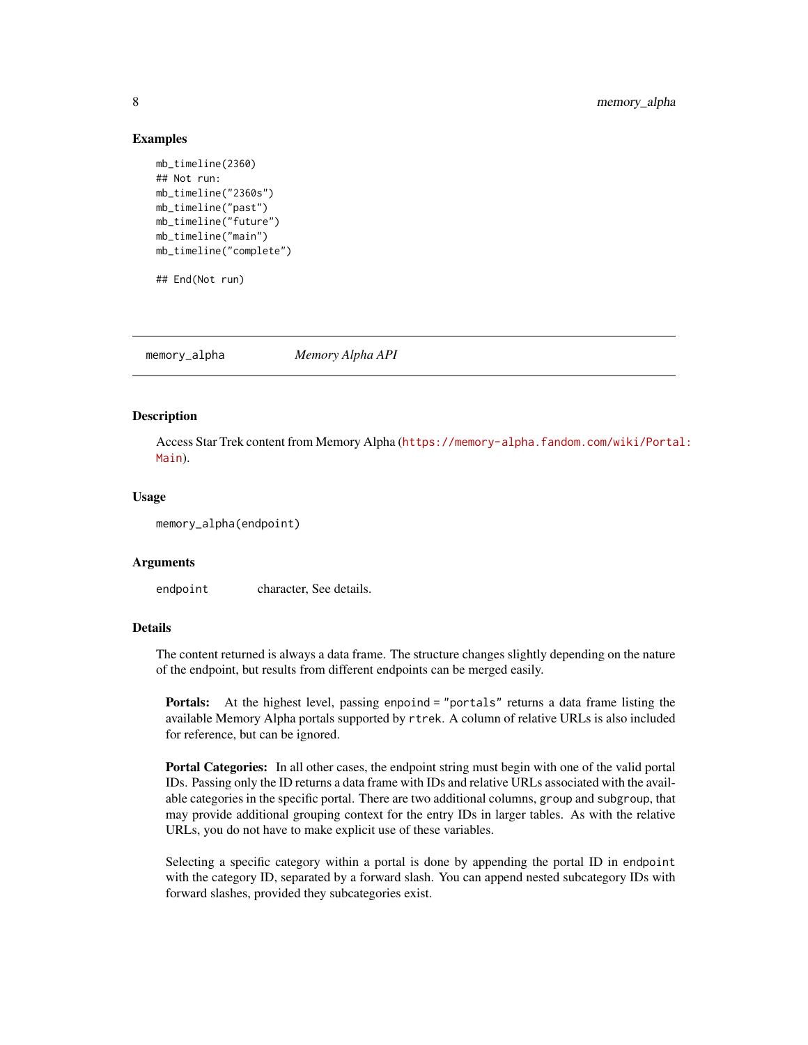### Examples

```
mb_timeline(2360)
## Not run:
mb_timeline("2360s")
mb_timeline("past")
mb_timeline("future")
mb_timeline("main")
mb_timeline("complete")

## End(Not run)
```

---

## memory_alpha    *Memory Alpha API*

---

### Description

Access Star Trek content from Memory Alpha (https://memory-alpha.fandom.com/wiki/Portal:Main).

### Usage

```
memory_alpha(endpoint)
```

### Arguments

| | |
|---|---|
| `endpoint` | character, See details. |

### Details

The content returned is always a data frame. The structure changes slightly depending on the nature of the endpoint, but results from different endpoints can be merged easily.

**Portals:** At the highest level, passing `enpoind = "portals"` returns a data frame listing the available Memory Alpha portals supported by `rtrek`. A column of relative URLs is also included for reference, but can be ignored.

**Portal Categories:** In all other cases, the endpoint string must begin with one of the valid portal IDs. Passing only the ID returns a data frame with IDs and relative URLs associated with the available categories in the specific portal. There are two additional columns, `group` and `subgroup`, that may provide additional grouping context for the entry IDs in larger tables. As with the relative URLs, you do not have to make explicit use of these variables.

Selecting a specific category within a portal is done by appending the portal ID in `endpoint` with the category ID, separated by a forward slash. You can append nested subcategory IDs with forward slashes, provided they subcategories exist.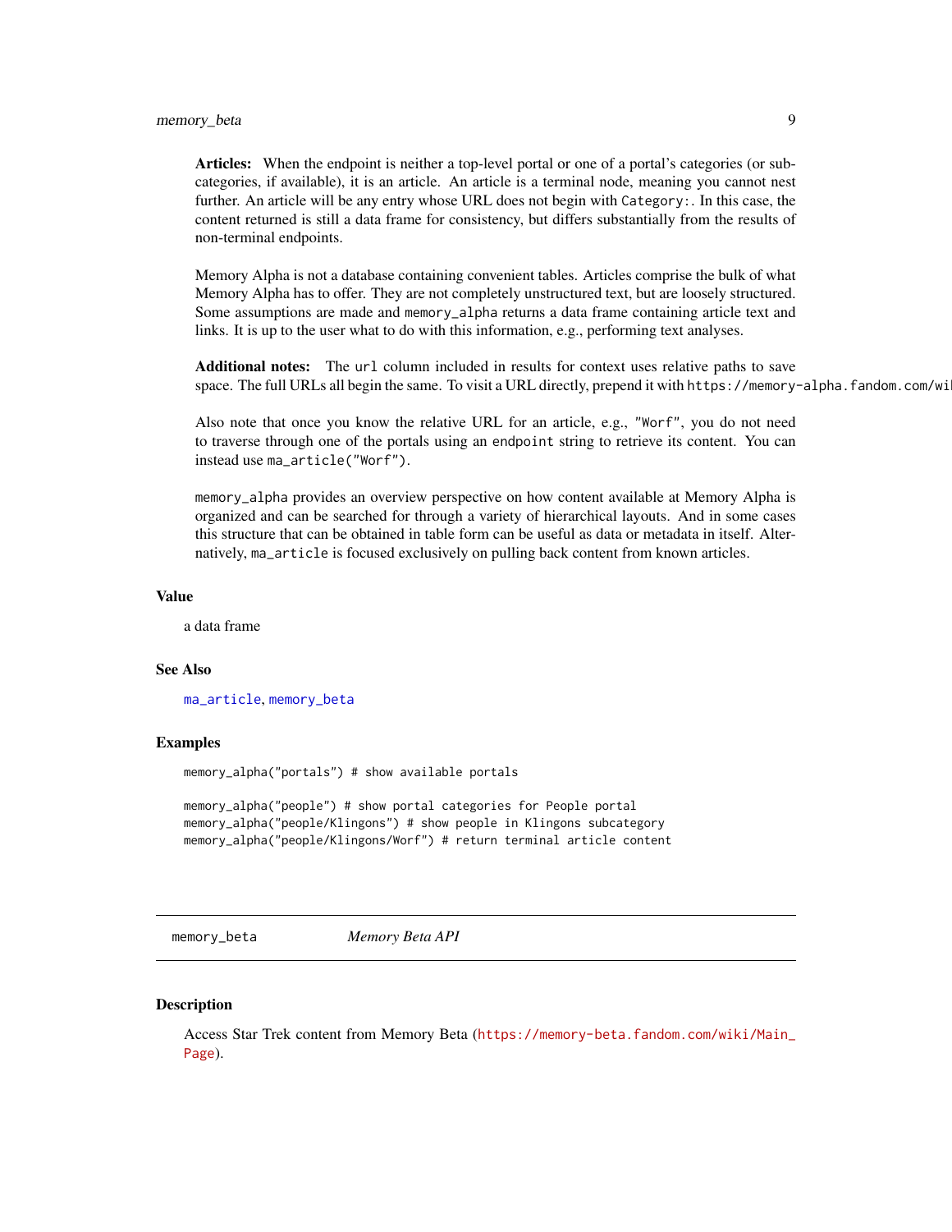**Articles:** When the endpoint is neither a top-level portal or one of a portal's categories (or subcategories, if available), it is an article. An article is a terminal node, meaning you cannot nest further. An article will be any entry whose URL does not begin with `Category:`. In this case, the content returned is still a data frame for consistency, but differs substantially from the results of non-terminal endpoints.

Memory Alpha is not a database containing convenient tables. Articles comprise the bulk of what Memory Alpha has to offer. They are not completely unstructured text, but are loosely structured. Some assumptions are made and `memory_alpha` returns a data frame containing article text and links. It is up to the user what to do with this information, e.g., performing text analyses.

**Additional notes:** The `url` column included in results for context uses relative paths to save space. The full URLs all begin the same. To visit a URL directly, prepend it with `https://memory-alpha.fandom.com/wi`

Also note that once you know the relative URL for an article, e.g., `"Worf"`, you do not need to traverse through one of the portals using an `endpoint` string to retrieve its content. You can instead use `ma_article("Worf")`.

`memory_alpha` provides an overview perspective on how content available at Memory Alpha is organized and can be searched for through a variety of hierarchical layouts. And in some cases this structure that can be obtained in table form can be useful as data or metadata in itself. Alternatively, `ma_article` is focused exclusively on pulling back content from known articles.

### Value

a data frame

### See Also

ma_article, memory_beta

### Examples

```
memory_alpha("portals") # show available portals

memory_alpha("people") # show portal categories for People portal
memory_alpha("people/Klingons") # show people in Klingons subcategory
memory_alpha("people/Klingons/Worf") # return terminal article content
```

---

## memory_beta — *Memory Beta API*

### Description

Access Star Trek content from Memory Beta (https://memory-beta.fandom.com/wiki/Main_Page).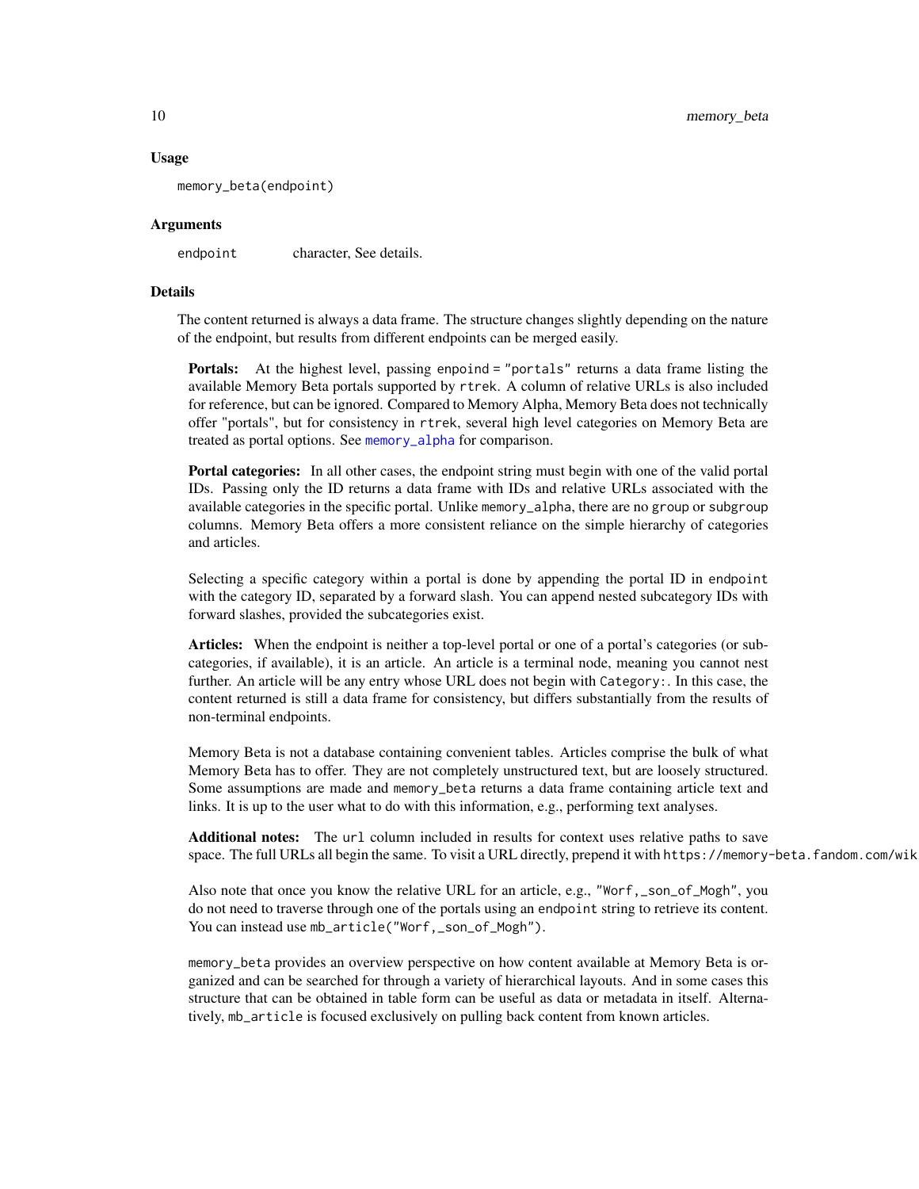### Usage

```
memory_beta(endpoint)
```

### Arguments

| | |
|---|---|
| `endpoint` | character, See details. |

### Details

The content returned is always a data frame. The structure changes slightly depending on the nature of the endpoint, but results from different endpoints can be merged easily.

**Portals:** At the highest level, passing `enpoind = "portals"` returns a data frame listing the available Memory Beta portals supported by `rtrek`. A column of relative URLs is also included for reference, but can be ignored. Compared to Memory Alpha, Memory Beta does not technically offer "portals", but for consistency in `rtrek`, several high level categories on Memory Beta are treated as portal options. See `memory_alpha` for comparison.

**Portal categories:** In all other cases, the endpoint string must begin with one of the valid portal IDs. Passing only the ID returns a data frame with IDs and relative URLs associated with the available categories in the specific portal. Unlike `memory_alpha`, there are no `group` or `subgroup` columns. Memory Beta offers a more consistent reliance on the simple hierarchy of categories and articles.

Selecting a specific category within a portal is done by appending the portal ID in `endpoint` with the category ID, separated by a forward slash. You can append nested subcategory IDs with forward slashes, provided the subcategories exist.

**Articles:** When the endpoint is neither a top-level portal or one of a portal's categories (or subcategories, if available), it is an article. An article is a terminal node, meaning you cannot nest further. An article will be any entry whose URL does not begin with `Category:`. In this case, the content returned is still a data frame for consistency, but differs substantially from the results of non-terminal endpoints.

Memory Beta is not a database containing convenient tables. Articles comprise the bulk of what Memory Beta has to offer. They are not completely unstructured text, but are loosely structured. Some assumptions are made and `memory_beta` returns a data frame containing article text and links. It is up to the user what to do with this information, e.g., performing text analyses.

**Additional notes:** The `url` column included in results for context uses relative paths to save space. The full URLs all begin the same. To visit a URL directly, prepend it with `https://memory-beta.fandom.com/wik`

Also note that once you know the relative URL for an article, e.g., `"Worf,_son_of_Mogh"`, you do not need to traverse through one of the portals using an `endpoint` string to retrieve its content. You can instead use `mb_article("Worf,_son_of_Mogh")`.

`memory_beta` provides an overview perspective on how content available at Memory Beta is organized and can be searched for through a variety of hierarchical layouts. And in some cases this structure that can be obtained in table form can be useful as data or metadata in itself. Alternatively, `mb_article` is focused exclusively on pulling back content from known articles.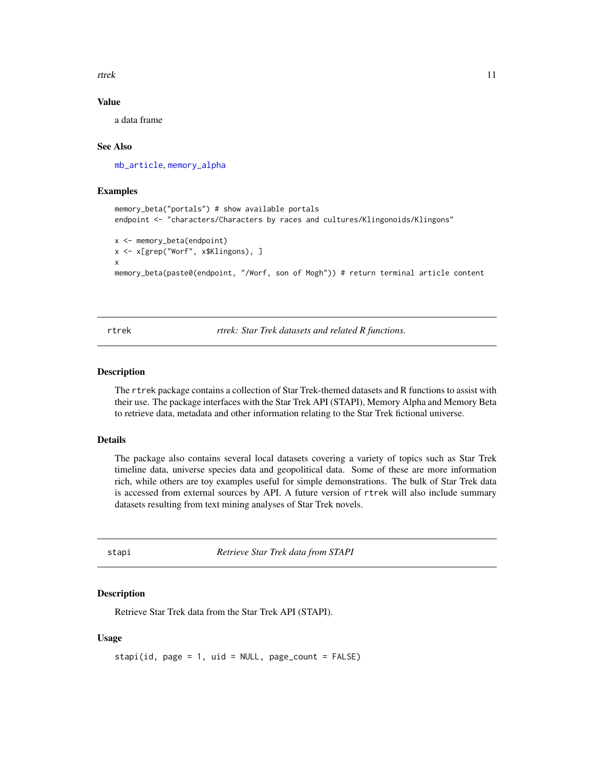## Value

a data frame

## See Also

mb_article, memory_alpha

## Examples

```
memory_beta("portals") # show available portals
endpoint <- "characters/Characters by races and cultures/Klingonoids/Klingons"

x <- memory_beta(endpoint)
x <- x[grep("Worf", x$Klingons), ]
x
memory_beta(paste0(endpoint, "/Worf, son of Mogh")) # return terminal article content
```

---

# rtrek — *rtrek: Star Trek datasets and related R functions.*

## Description

The `rtrek` package contains a collection of Star Trek-themed datasets and R functions to assist with their use. The package interfaces with the Star Trek API (STAPI), Memory Alpha and Memory Beta to retrieve data, metadata and other information relating to the Star Trek fictional universe.

## Details

The package also contains several local datasets covering a variety of topics such as Star Trek timeline data, universe species data and geopolitical data. Some of these are more information rich, while others are toy examples useful for simple demonstrations. The bulk of Star Trek data is accessed from external sources by API. A future version of `rtrek` will also include summary datasets resulting from text mining analyses of Star Trek novels.

---

# stapi — *Retrieve Star Trek data from STAPI*

## Description

Retrieve Star Trek data from the Star Trek API (STAPI).

## Usage

```
stapi(id, page = 1, uid = NULL, page_count = FALSE)
```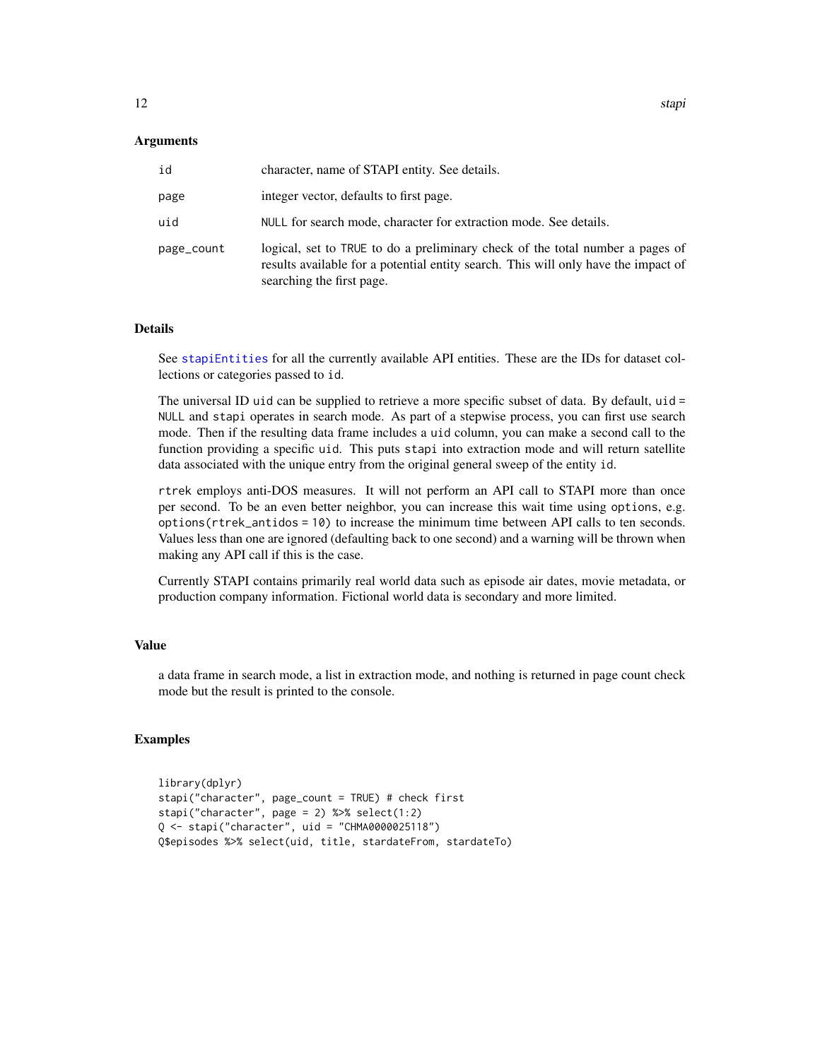## Arguments

| | |
|---|---|
| `id` | character, name of STAPI entity. See details. |
| `page` | integer vector, defaults to first page. |
| `uid` | `NULL` for search mode, character for extraction mode. See details. |
| `page_count` | logical, set to `TRUE` to do a preliminary check of the total number a pages of results available for a potential entity search. This will only have the impact of searching the first page. |

## Details

See `stapiEntities` for all the currently available API entities. These are the IDs for dataset collections or categories passed to `id`.

The universal ID `uid` can be supplied to retrieve a more specific subset of data. By default, `uid = NULL` and `stapi` operates in search mode. As part of a stepwise process, you can first use search mode. Then if the resulting data frame includes a `uid` column, you can make a second call to the function providing a specific `uid`. This puts `stapi` into extraction mode and will return satellite data associated with the unique entry from the original general sweep of the entity `id`.

`rtrek` employs anti-DOS measures. It will not perform an API call to STAPI more than once per second. To be an even better neighbor, you can increase this wait time using `options`, e.g. `options(rtrek_antidos = 10)` to increase the minimum time between API calls to ten seconds. Values less than one are ignored (defaulting back to one second) and a warning will be thrown when making any API call if this is the case.

Currently STAPI contains primarily real world data such as episode air dates, movie metadata, or production company information. Fictional world data is secondary and more limited.

## Value

a data frame in search mode, a list in extraction mode, and nothing is returned in page count check mode but the result is printed to the console.

## Examples

```
library(dplyr)
stapi("character", page_count = TRUE) # check first
stapi("character", page = 2) %>% select(1:2)
Q <- stapi("character", uid = "CHMA0000025118")
Q$episodes %>% select(uid, title, stardateFrom, stardateTo)
```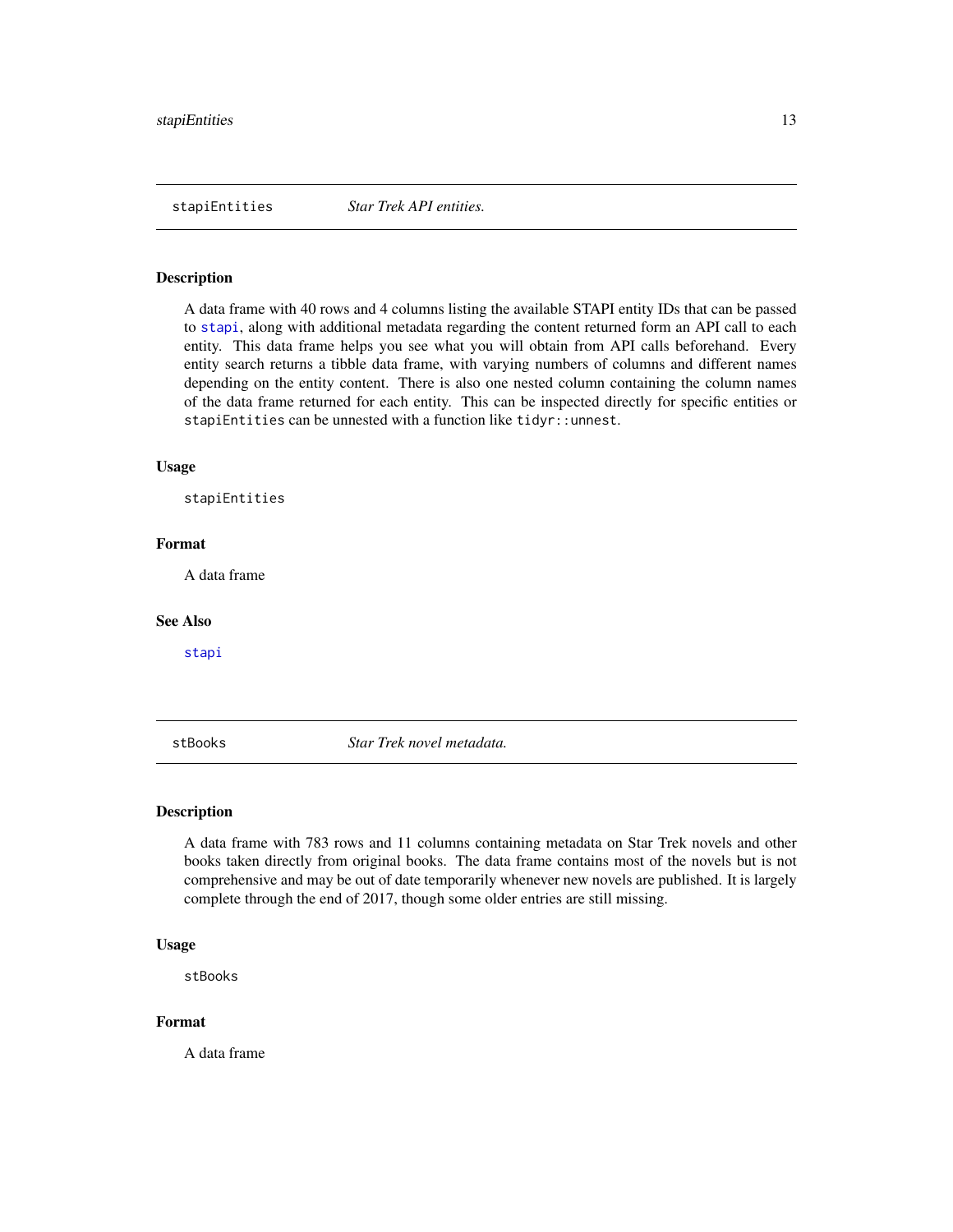## stapiEntities *Star Trek API entities.*

### Description

A data frame with 40 rows and 4 columns listing the available STAPI entity IDs that can be passed to `stapi`, along with additional metadata regarding the content returned form an API call to each entity. This data frame helps you see what you will obtain from API calls beforehand. Every entity search returns a tibble data frame, with varying numbers of columns and different names depending on the entity content. There is also one nested column containing the column names of the data frame returned for each entity. This can be inspected directly for specific entities or `stapiEntities` can be unnested with a function like `tidyr::unnest`.

### Usage

```
stapiEntities
```

### Format

A data frame

### See Also

`stapi`

## stBooks *Star Trek novel metadata.*

### Description

A data frame with 783 rows and 11 columns containing metadata on Star Trek novels and other books taken directly from original books. The data frame contains most of the novels but is not comprehensive and may be out of date temporarily whenever new novels are published. It is largely complete through the end of 2017, though some older entries are still missing.

### Usage

```
stBooks
```

### Format

A data frame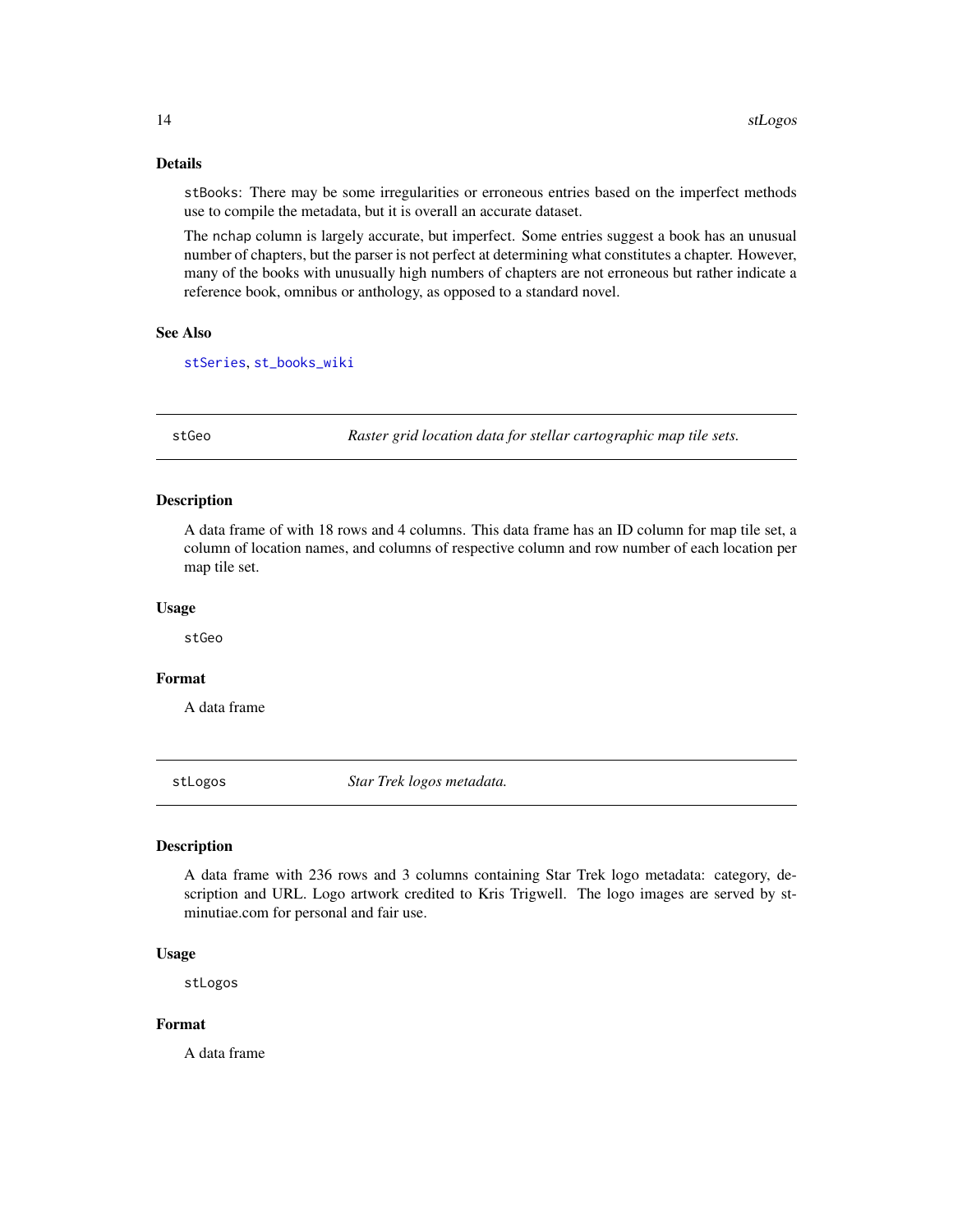### Details

stBooks: There may be some irregularities or erroneous entries based on the imperfect methods use to compile the metadata, but it is overall an accurate dataset.

The nchap column is largely accurate, but imperfect. Some entries suggest a book has an unusual number of chapters, but the parser is not perfect at determining what constitutes a chapter. However, many of the books with unusually high numbers of chapters are not erroneous but rather indicate a reference book, omnibus or anthology, as opposed to a standard novel.

### See Also

stSeries, st_books_wiki

---

## stGeo — *Raster grid location data for stellar cartographic map tile sets.*

### Description

A data frame of with 18 rows and 4 columns. This data frame has an ID column for map tile set, a column of location names, and columns of respective column and row number of each location per map tile set.

### Usage

```
stGeo
```

### Format

A data frame

---

## stLogos — *Star Trek logos metadata.*

### Description

A data frame with 236 rows and 3 columns containing Star Trek logo metadata: category, description and URL. Logo artwork credited to Kris Trigwell. The logo images are served by st-minutiae.com for personal and fair use.

### Usage

```
stLogos
```

### Format

A data frame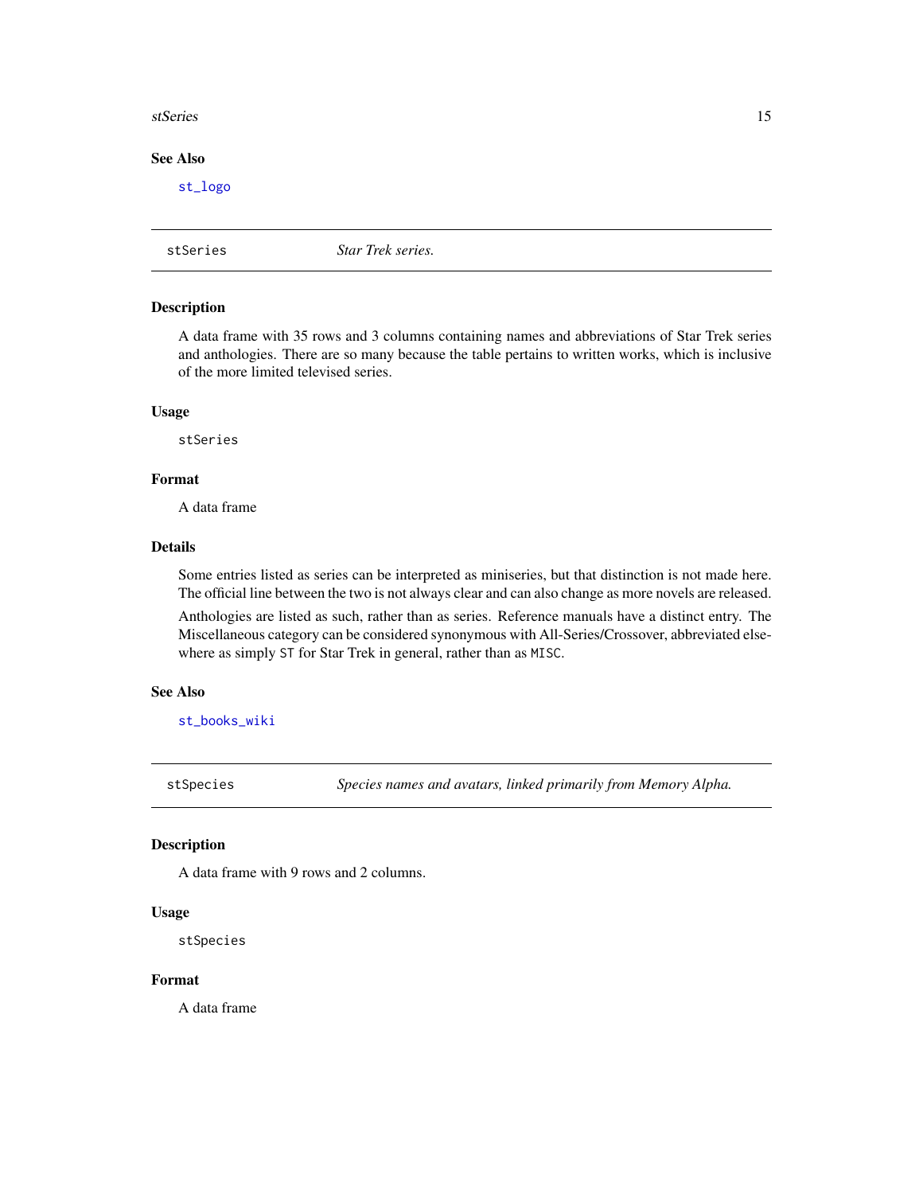### See Also

`st_logo`

---

## stSeries — *Star Trek series.*

### Description

A data frame with 35 rows and 3 columns containing names and abbreviations of Star Trek series and anthologies. There are so many because the table pertains to written works, which is inclusive of the more limited televised series.

### Usage

```
stSeries
```

### Format

A data frame

### Details

Some entries listed as series can be interpreted as miniseries, but that distinction is not made here. The official line between the two is not always clear and can also change as more novels are released.

Anthologies are listed as such, rather than as series. Reference manuals have a distinct entry. The Miscellaneous category can be considered synonymous with All-Series/Crossover, abbreviated elsewhere as simply `ST` for Star Trek in general, rather than as `MISC`.

### See Also

`st_books_wiki`

---

## stSpecies — *Species names and avatars, linked primarily from Memory Alpha.*

### Description

A data frame with 9 rows and 2 columns.

### Usage

```
stSpecies
```

### Format

A data frame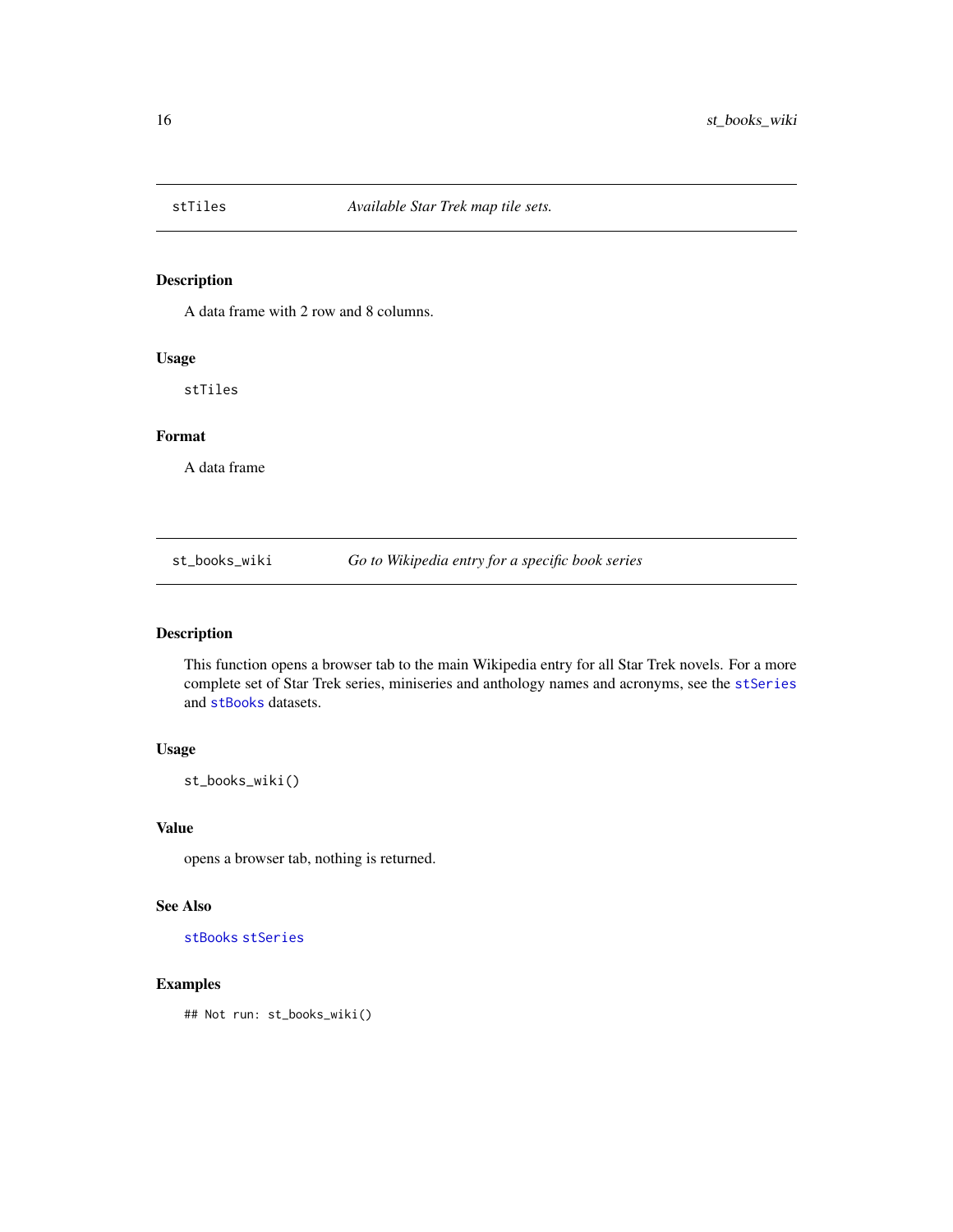## stTiles — *Available Star Trek map tile sets.*

### Description

A data frame with 2 row and 8 columns.

### Usage

```
stTiles
```

### Format

A data frame

## st_books_wiki — *Go to Wikipedia entry for a specific book series*

### Description

This function opens a browser tab to the main Wikipedia entry for all Star Trek novels. For a more complete set of Star Trek series, miniseries and anthology names and acronyms, see the `stSeries` and `stBooks` datasets.

### Usage

```
st_books_wiki()
```

### Value

opens a browser tab, nothing is returned.

### See Also

`stBooks` `stSeries`

### Examples

```
## Not run: st_books_wiki()
```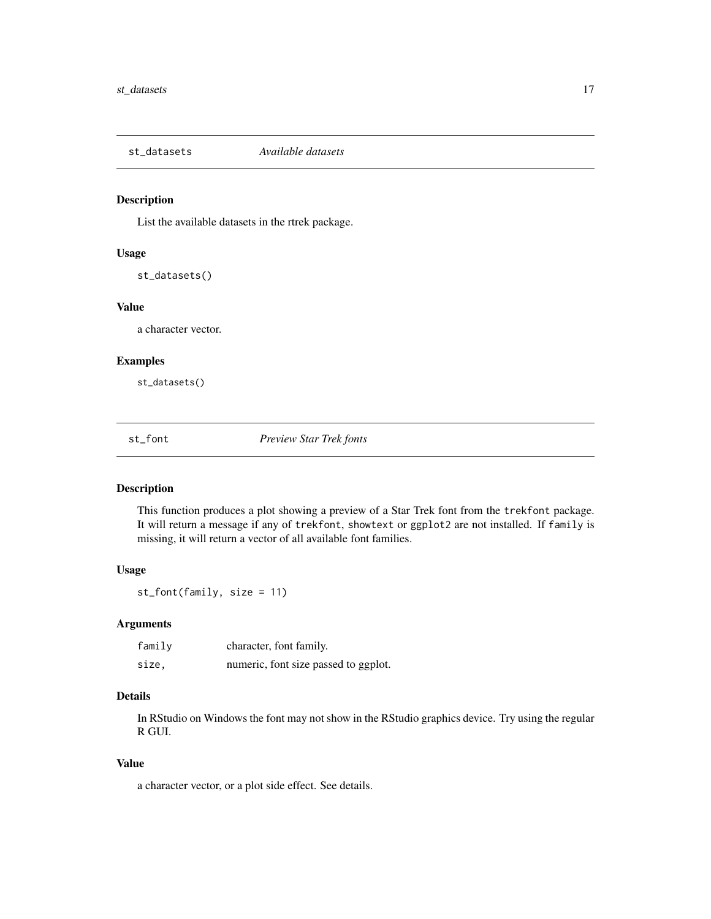## st_datasets *Available datasets*

### Description

List the available datasets in the rtrek package.

### Usage

```
st_datasets()
```

### Value

a character vector.

### Examples

```
st_datasets()
```

## st_font *Preview Star Trek fonts*

### Description

This function produces a plot showing a preview of a Star Trek font from the `trekfont` package. It will return a message if any of `trekfont`, `showtext` or `ggplot2` are not installed. If `family` is missing, it will return a vector of all available font families.

### Usage

```
st_font(family, size = 11)
```

### Arguments

| | |
|---|---|
| `family` | character, font family. |
| `size,` | numeric, font size passed to ggplot. |

### Details

In RStudio on Windows the font may not show in the RStudio graphics device. Try using the regular R GUI.

### Value

a character vector, or a plot side effect. See details.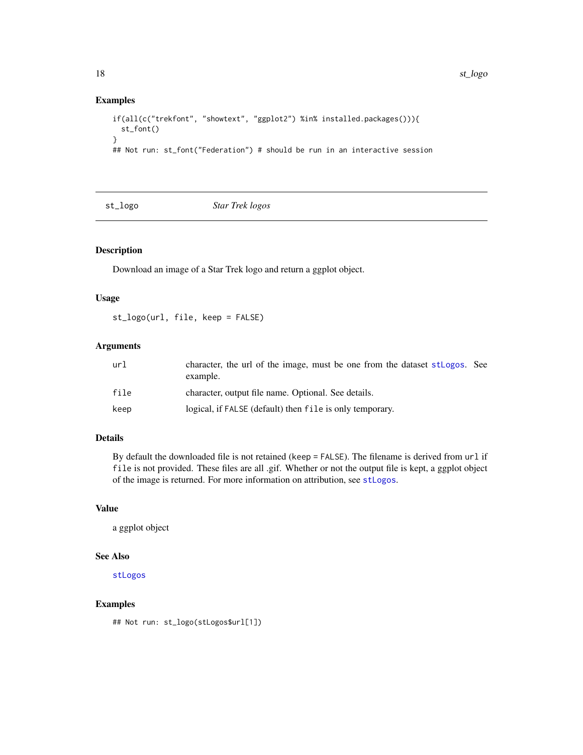### Examples

```
if(all(c("trekfont", "showtext", "ggplot2") %in% installed.packages())){
  st_font()
}
## Not run: st_font("Federation") # should be run in an interactive session
```

---

## st_logo — *Star Trek logos*

---

### Description

Download an image of a Star Trek logo and return a ggplot object.

### Usage

```
st_logo(url, file, keep = FALSE)
```

### Arguments

| | |
|---|---|
| `url` | character, the url of the image, must be one from the dataset `stLogos`. See example. |
| `file` | character, output file name. Optional. See details. |
| `keep` | logical, if `FALSE` (default) then `file` is only temporary. |

### Details

By default the downloaded file is not retained (`keep = FALSE`). The filename is derived from `url` if `file` is not provided. These files are all .gif. Whether or not the output file is kept, a ggplot object of the image is returned. For more information on attribution, see `stLogos`.

### Value

a ggplot object

### See Also

`stLogos`

### Examples

```
## Not run: st_logo(stLogos$url[1])
```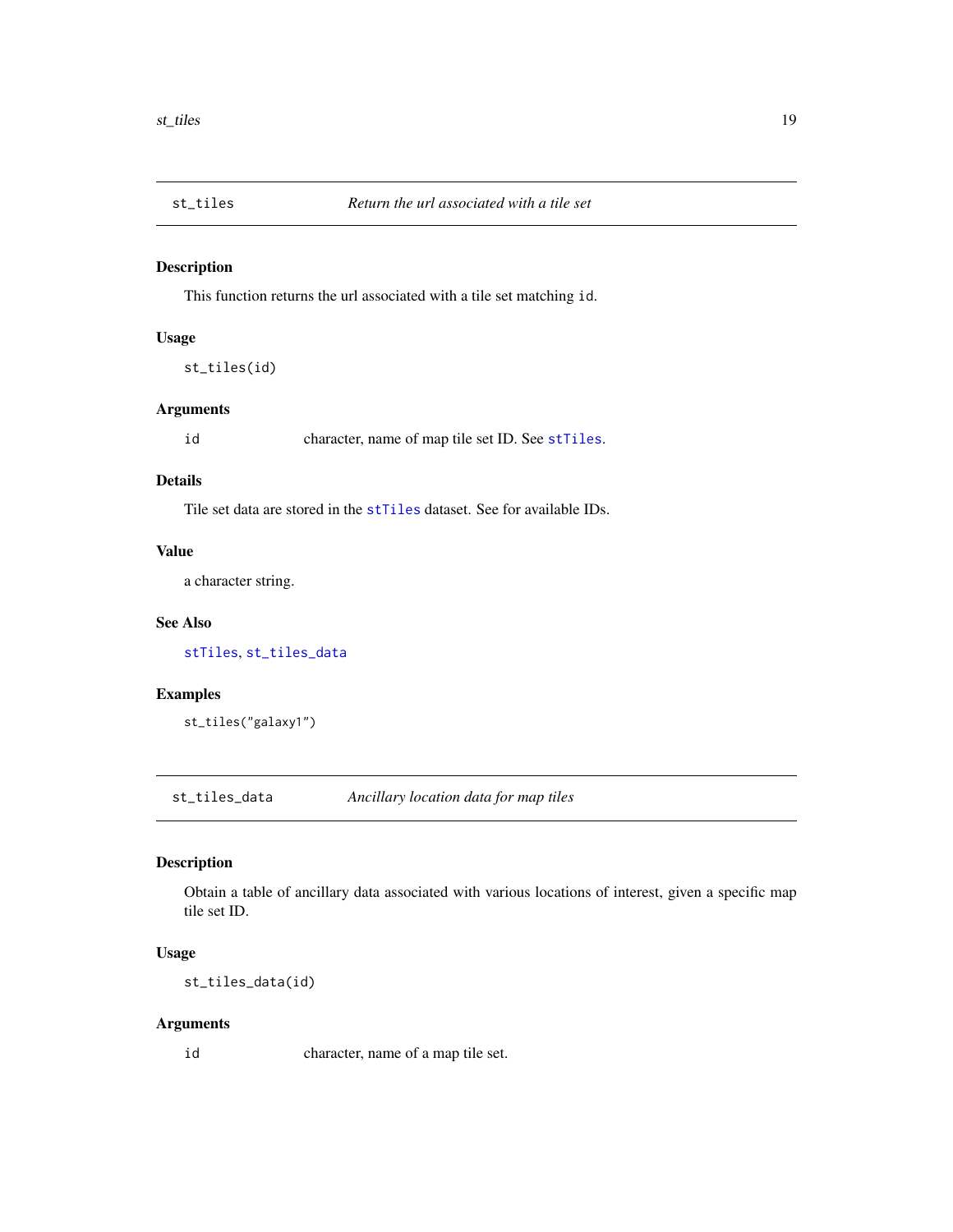## st_tiles — *Return the url associated with a tile set*

### Description

This function returns the url associated with a tile set matching `id`.

### Usage

```
st_tiles(id)
```

### Arguments

| | |
|---|---|
| `id` | character, name of map tile set ID. See `stTiles`. |

### Details

Tile set data are stored in the `stTiles` dataset. See for available IDs.

### Value

a character string.

### See Also

`stTiles`, `st_tiles_data`

### Examples

```
st_tiles("galaxy1")
```

## st_tiles_data — *Ancillary location data for map tiles*

### Description

Obtain a table of ancillary data associated with various locations of interest, given a specific map tile set ID.

### Usage

```
st_tiles_data(id)
```

### Arguments

| | |
|---|---|
| `id` | character, name of a map tile set. |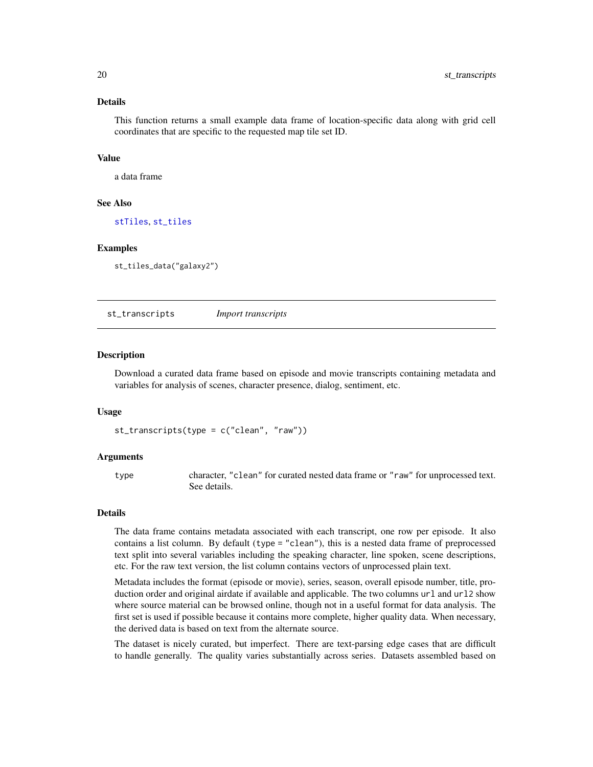## Details

This function returns a small example data frame of location-specific data along with grid cell coordinates that are specific to the requested map tile set ID.

## Value

a data frame

## See Also

stTiles, st_tiles

## Examples

```
st_tiles_data("galaxy2")
```

---

# st_transcripts *Import transcripts*

## Description

Download a curated data frame based on episode and movie transcripts containing metadata and variables for analysis of scenes, character presence, dialog, sentiment, etc.

## Usage

```
st_transcripts(type = c("clean", "raw"))
```

## Arguments

| | |
|---|---|
| type | character, "clean" for curated nested data frame or "raw" for unprocessed text. See details. |

## Details

The data frame contains metadata associated with each transcript, one row per episode. It also contains a list column. By default (`type = "clean"`), this is a nested data frame of preprocessed text split into several variables including the speaking character, line spoken, scene descriptions, etc. For the raw text version, the list column contains vectors of unprocessed plain text.

Metadata includes the format (episode or movie), series, season, overall episode number, title, production order and original airdate if available and applicable. The two columns `url` and `url2` show where source material can be browsed online, though not in a useful format for data analysis. The first set is used if possible because it contains more complete, higher quality data. When necessary, the derived data is based on text from the alternate source.

The dataset is nicely curated, but imperfect. There are text-parsing edge cases that are difficult to handle generally. The quality varies substantially across series. Datasets assembled based on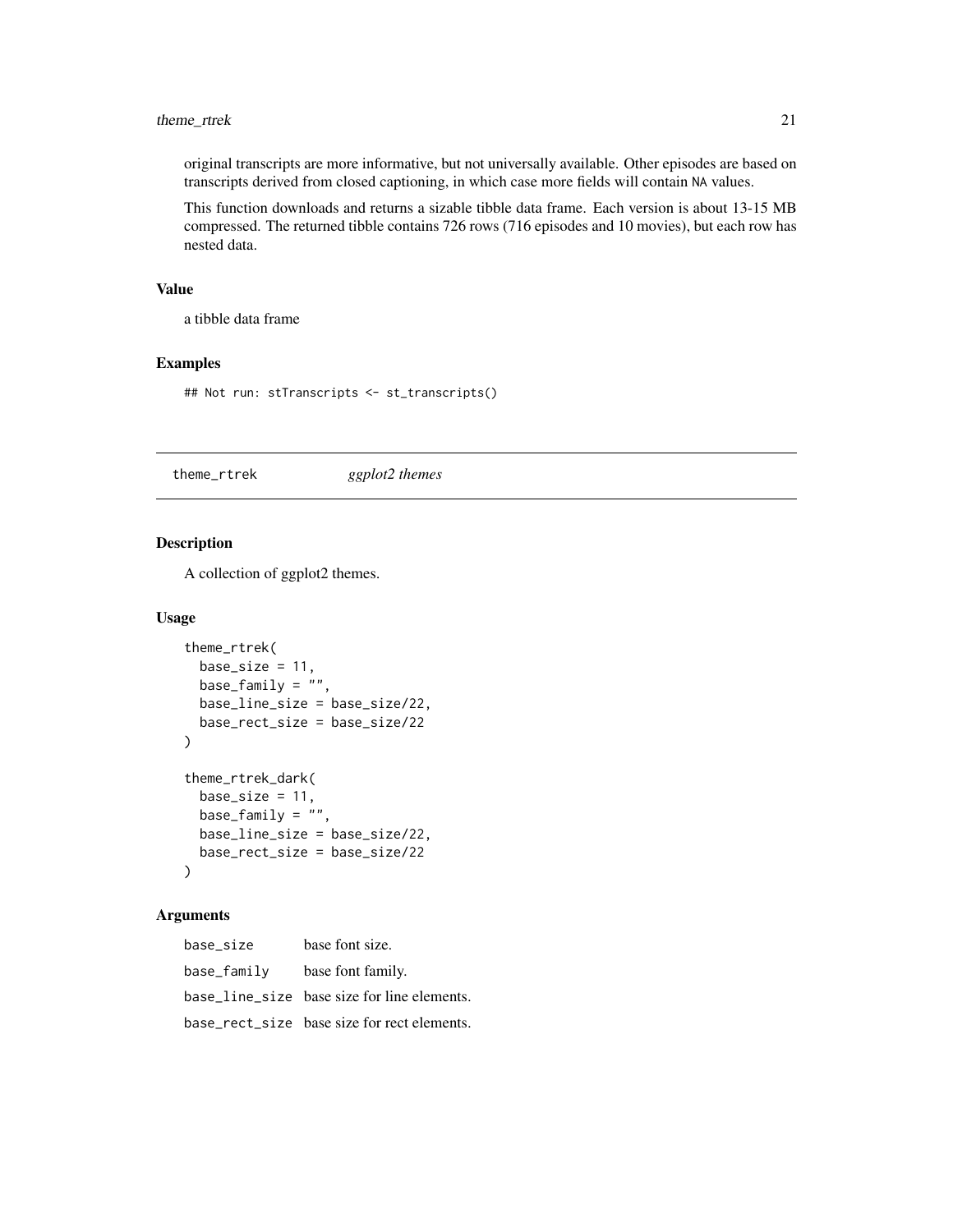original transcripts are more informative, but not universally available. Other episodes are based on transcripts derived from closed captioning, in which case more fields will contain `NA` values.

This function downloads and returns a sizable tibble data frame. Each version is about 13-15 MB compressed. The returned tibble contains 726 rows (716 episodes and 10 movies), but each row has nested data.

### Value

a tibble data frame

### Examples

```
## Not run: stTranscripts <- st_transcripts()
```

---

## theme_rtrek — *ggplot2 themes*

---

### Description

A collection of ggplot2 themes.

### Usage

```
theme_rtrek(
  base_size = 11,
  base_family = "",
  base_line_size = base_size/22,
  base_rect_size = base_size/22
)

theme_rtrek_dark(
  base_size = 11,
  base_family = "",
  base_line_size = base_size/22,
  base_rect_size = base_size/22
)
```

### Arguments

| | |
|---|---|
| `base_size` | base font size. |
| `base_family` | base font family. |
| `base_line_size` | base size for line elements. |
| `base_rect_size` | base size for rect elements. |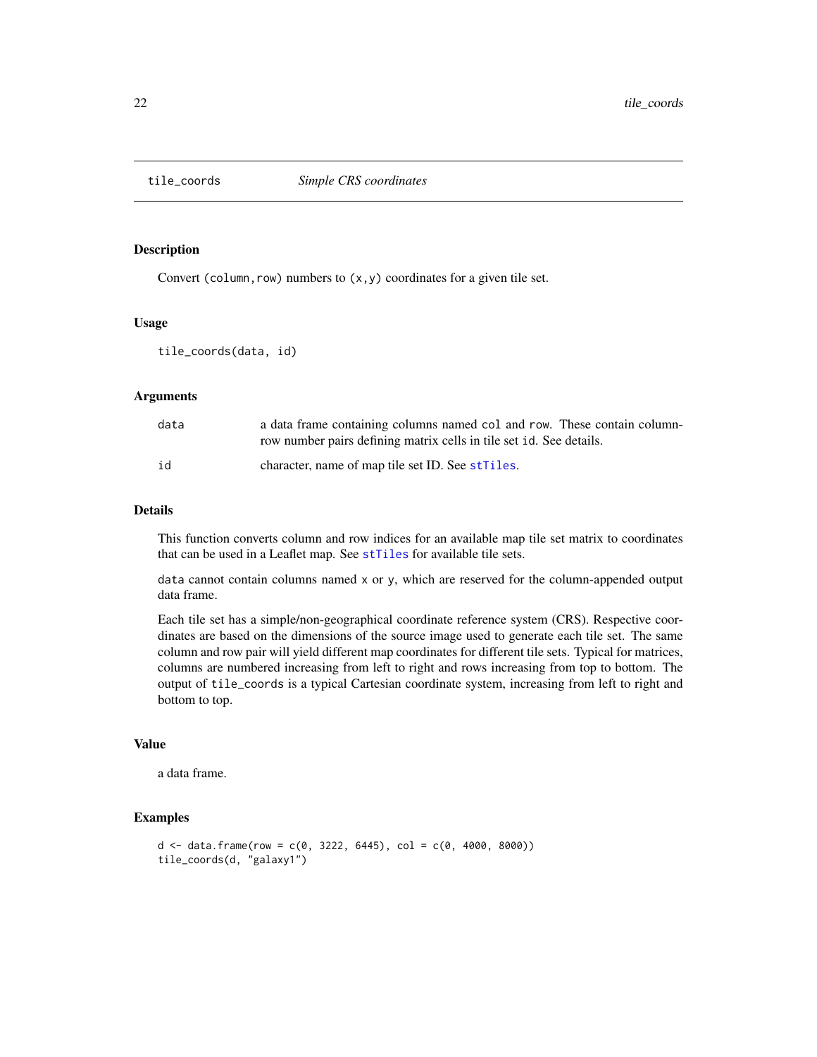# tile_coords *Simple CRS coordinates*

## Description

Convert (column,row) numbers to (x,y) coordinates for a given tile set.

## Usage

```
tile_coords(data, id)
```

## Arguments

| | |
|---|---|
| data | a data frame containing columns named `col` and `row`. These contain column-row number pairs defining matrix cells in tile set `id`. See details. |
| id | character, name of map tile set ID. See `stTiles`. |

## Details

This function converts column and row indices for an available map tile set matrix to coordinates that can be used in a Leaflet map. See `stTiles` for available tile sets.

`data` cannot contain columns named `x` or `y`, which are reserved for the column-appended output data frame.

Each tile set has a simple/non-geographical coordinate reference system (CRS). Respective coordinates are based on the dimensions of the source image used to generate each tile set. The same column and row pair will yield different map coordinates for different tile sets. Typical for matrices, columns are numbered increasing from left to right and rows increasing from top to bottom. The output of `tile_coords` is a typical Cartesian coordinate system, increasing from left to right and bottom to top.

## Value

a data frame.

## Examples

```
d <- data.frame(row = c(0, 3222, 6445), col = c(0, 4000, 8000))
tile_coords(d, "galaxy1")
```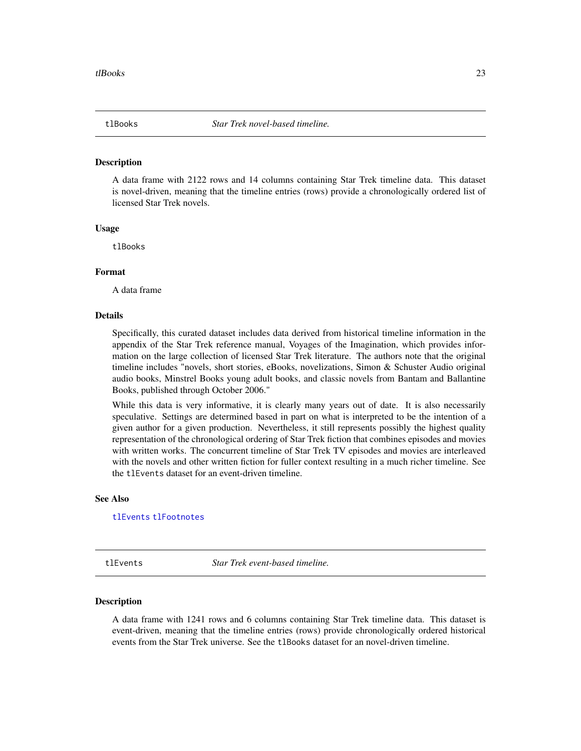## tlBooks *Star Trek novel-based timeline.*

### Description

A data frame with 2122 rows and 14 columns containing Star Trek timeline data. This dataset is novel-driven, meaning that the timeline entries (rows) provide a chronologically ordered list of licensed Star Trek novels.

### Usage

```
tlBooks
```

### Format

A data frame

### Details

Specifically, this curated dataset includes data derived from historical timeline information in the appendix of the Star Trek reference manual, Voyages of the Imagination, which provides information on the large collection of licensed Star Trek literature. The authors note that the original timeline includes "novels, short stories, eBooks, novelizations, Simon & Schuster Audio original audio books, Minstrel Books young adult books, and classic novels from Bantam and Ballantine Books, published through October 2006."

While this data is very informative, it is clearly many years out of date. It is also necessarily speculative. Settings are determined based in part on what is interpreted to be the intention of a given author for a given production. Nevertheless, it still represents possibly the highest quality representation of the chronological ordering of Star Trek fiction that combines episodes and movies with written works. The concurrent timeline of Star Trek TV episodes and movies are interleaved with the novels and other written fiction for fuller context resulting in a much richer timeline. See the `tlEvents` dataset for an event-driven timeline.

### See Also

`tlEvents` `tlFootnotes`

## tlEvents *Star Trek event-based timeline.*

### Description

A data frame with 1241 rows and 6 columns containing Star Trek timeline data. This dataset is event-driven, meaning that the timeline entries (rows) provide chronologically ordered historical events from the Star Trek universe. See the `tlBooks` dataset for an novel-driven timeline.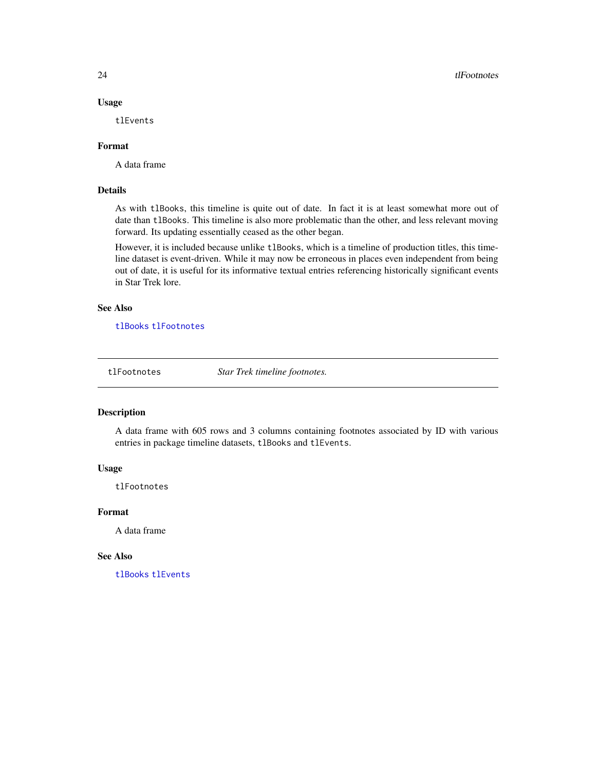### Usage

```
tlEvents
```

### Format

A data frame

### Details

As with `tlBooks`, this timeline is quite out of date. In fact it is at least somewhat more out of date than `tlBooks`. This timeline is also more problematic than the other, and less relevant moving forward. Its updating essentially ceased as the other began.

However, it is included because unlike `tlBooks`, which is a timeline of production titles, this timeline dataset is event-driven. While it may now be erroneous in places even independent from being out of date, it is useful for its informative textual entries referencing historically significant events in Star Trek lore.

### See Also

`tlBooks` `tlFootnotes`

---

## tlFootnotes — *Star Trek timeline footnotes.*

### Description

A data frame with 605 rows and 3 columns containing footnotes associated by ID with various entries in package timeline datasets, `tlBooks` and `tlEvents`.

### Usage

```
tlFootnotes
```

### Format

A data frame

### See Also

`tlBooks` `tlEvents`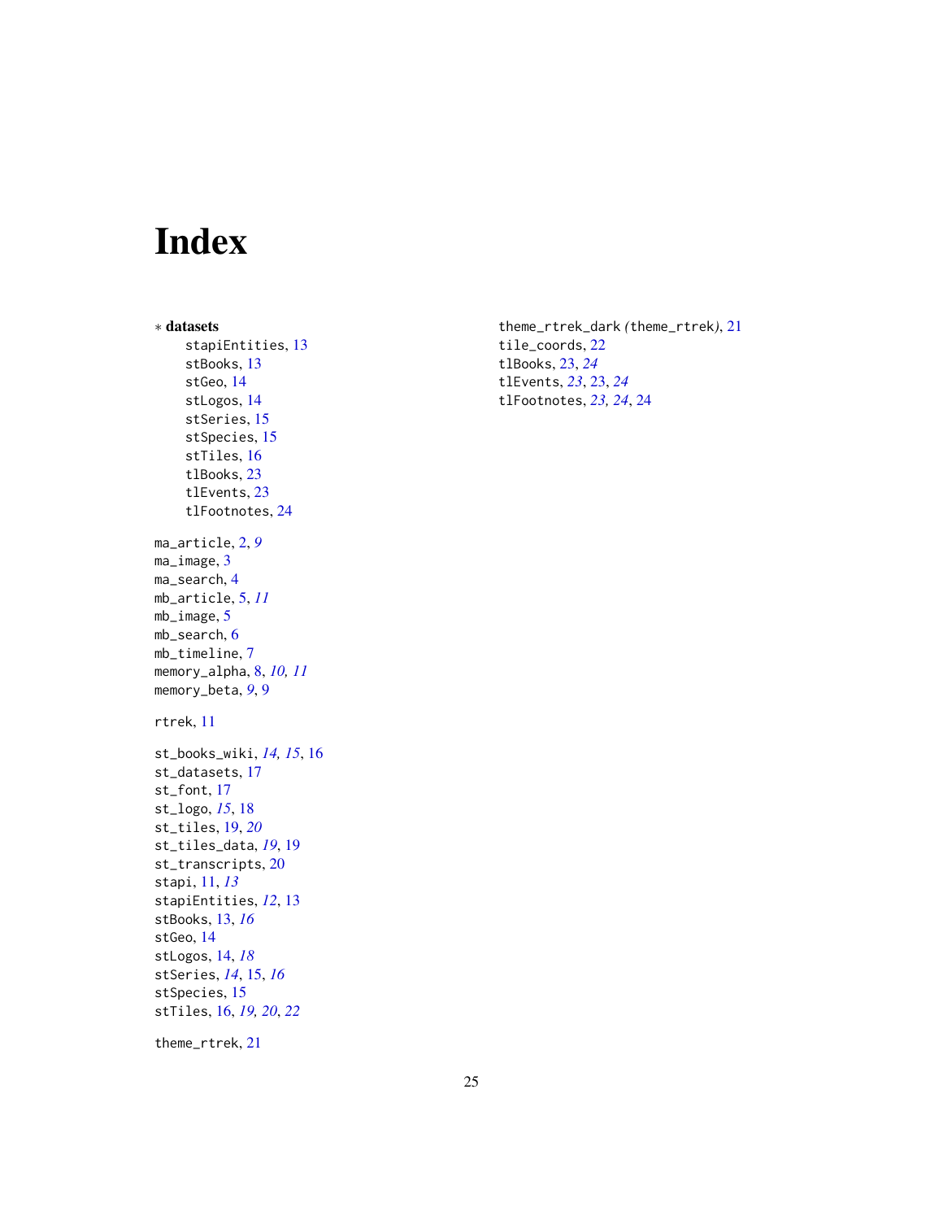# Index

* **datasets**
    - stapiEntities, 13
    - stBooks, 13
    - stGeo, 14
    - stLogos, 14
    - stSeries, 15
    - stSpecies, 15
    - stTiles, 16
    - tlBooks, 23
    - tlEvents, 23
    - tlFootnotes, 24

ma_article, 2, *9*
ma_image, 3
ma_search, 4
mb_article, 5, *11*
mb_image, 5
mb_search, 6
mb_timeline, 7
memory_alpha, 8, *10, 11*
memory_beta, *9*, 9

rtrek, 11

st_books_wiki, *14, 15*, 16
st_datasets, 17
st_font, 17
st_logo, *15*, 18
st_tiles, 19, *20*
st_tiles_data, *19*, 19
st_transcripts, 20
stapi, 11, *13*
stapiEntities, *12*, 13
stBooks, 13, *16*
stGeo, 14
stLogos, 14, *18*
stSeries, *14*, 15, *16*
stSpecies, 15
stTiles, 16, *19, 20*, *22*

theme_rtrek, 21
theme_rtrek_dark *(*theme_rtrek*)*, 21
tile_coords, 22
tlBooks, 23, *24*
tlEvents, *23*, 23, *24*
tlFootnotes, *23, 24*, 24